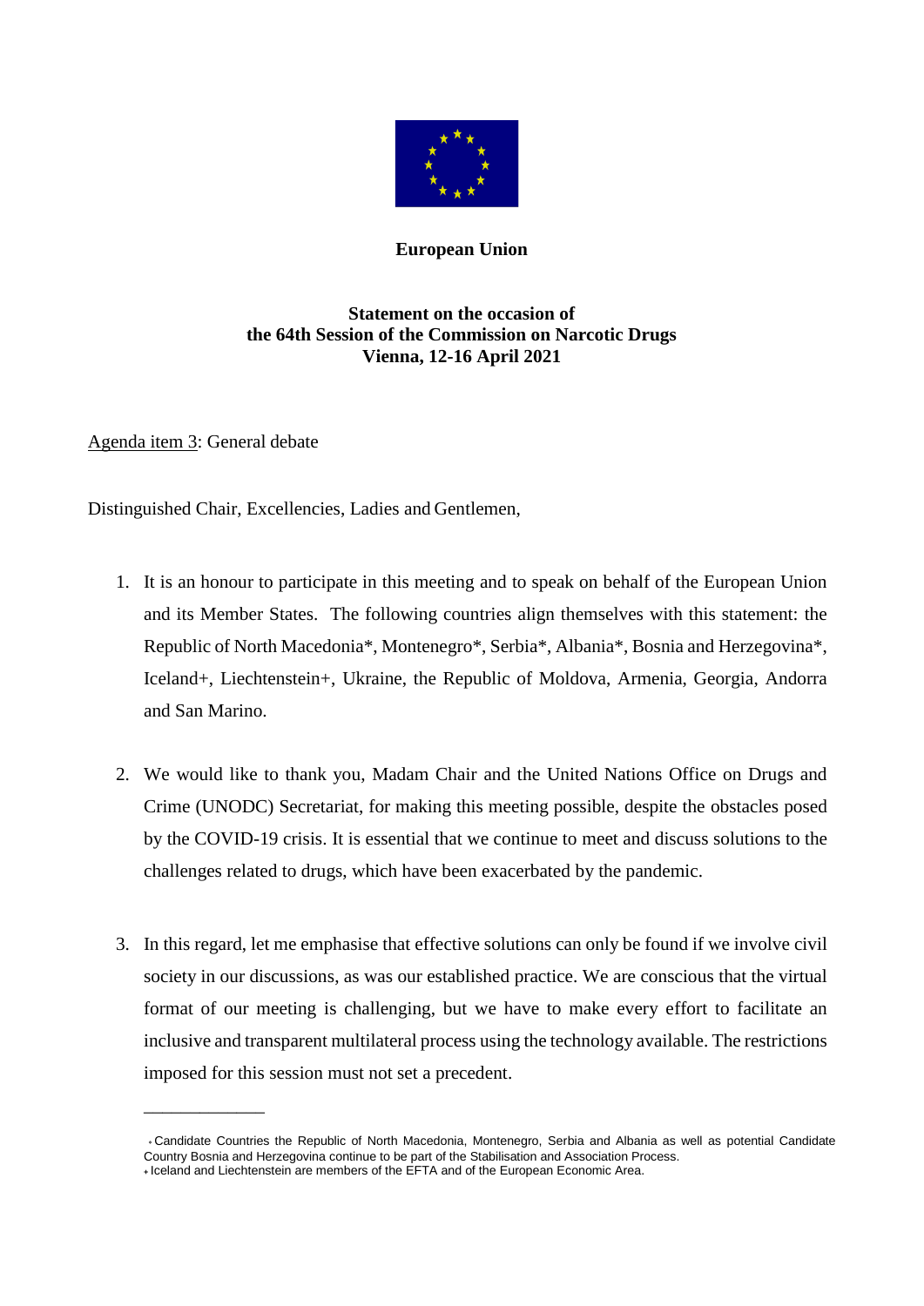**European Union**

**Statement on the occasion of**
**the 64th Session of the Commission on Narcotic Drugs**
**Vienna, 12-16 April 2021**

Agenda item 3: General debate

Distinguished Chair, Excellencies, Ladies and Gentlemen,

1. It is an honour to participate in this meeting and to speak on behalf of the European Union and its Member States. The following countries align themselves with this statement: the Republic of North Macedonia*, Montenegro*, Serbia*, Albania*, Bosnia and Herzegovina*, Iceland+, Liechtenstein+, Ukraine, the Republic of Moldova, Armenia, Georgia, Andorra and San Marino.

2. We would like to thank you, Madam Chair and the United Nations Office on Drugs and Crime (UNODC) Secretariat, for making this meeting possible, despite the obstacles posed by the COVID-19 crisis. It is essential that we continue to meet and discuss solutions to the challenges related to drugs, which have been exacerbated by the pandemic.

3. In this regard, let me emphasise that effective solutions can only be found if we involve civil society in our discussions, as was our established practice. We are conscious that the virtual format of our meeting is challenging, but we have to make every effort to facilitate an inclusive and transparent multilateral process using the technology available. The restrictions imposed for this session must not set a precedent.

---

* Candidate Countries the Republic of North Macedonia, Montenegro, Serbia and Albania as well as potential Candidate Country Bosnia and Herzegovina continue to be part of the Stabilisation and Association Process.
+ Iceland and Liechtenstein are members of the EFTA and of the European Economic Area.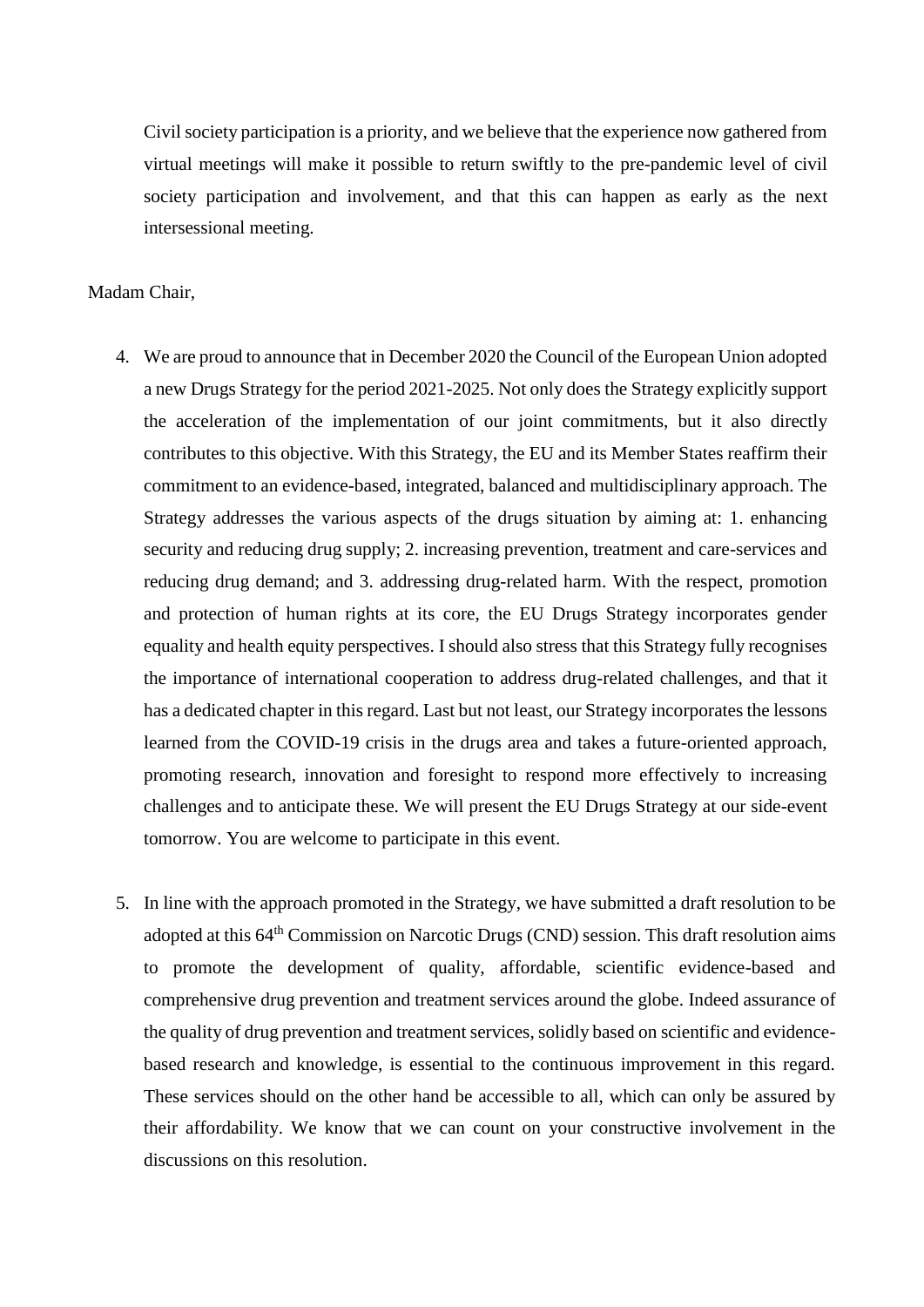Civil society participation is a priority, and we believe that the experience now gathered from virtual meetings will make it possible to return swiftly to the pre-pandemic level of civil society participation and involvement, and that this can happen as early as the next intersessional meeting.

Madam Chair,

4. We are proud to announce that in December 2020 the Council of the European Union adopted a new Drugs Strategy for the period 2021-2025. Not only does the Strategy explicitly support the acceleration of the implementation of our joint commitments, but it also directly contributes to this objective. With this Strategy, the EU and its Member States reaffirm their commitment to an evidence-based, integrated, balanced and multidisciplinary approach. The Strategy addresses the various aspects of the drugs situation by aiming at: 1. enhancing security and reducing drug supply; 2. increasing prevention, treatment and care-services and reducing drug demand; and 3. addressing drug-related harm. With the respect, promotion and protection of human rights at its core, the EU Drugs Strategy incorporates gender equality and health equity perspectives. I should also stress that this Strategy fully recognises the importance of international cooperation to address drug-related challenges, and that it has a dedicated chapter in this regard. Last but not least, our Strategy incorporates the lessons learned from the COVID-19 crisis in the drugs area and takes a future-oriented approach, promoting research, innovation and foresight to respond more effectively to increasing challenges and to anticipate these. We will present the EU Drugs Strategy at our side-event tomorrow. You are welcome to participate in this event.

5. In line with the approach promoted in the Strategy, we have submitted a draft resolution to be adopted at this 64th Commission on Narcotic Drugs (CND) session. This draft resolution aims to promote the development of quality, affordable, scientific evidence-based and comprehensive drug prevention and treatment services around the globe. Indeed assurance of the quality of drug prevention and treatment services, solidly based on scientific and evidence-based research and knowledge, is essential to the continuous improvement in this regard. These services should on the other hand be accessible to all, which can only be assured by their affordability. We know that we can count on your constructive involvement in the discussions on this resolution.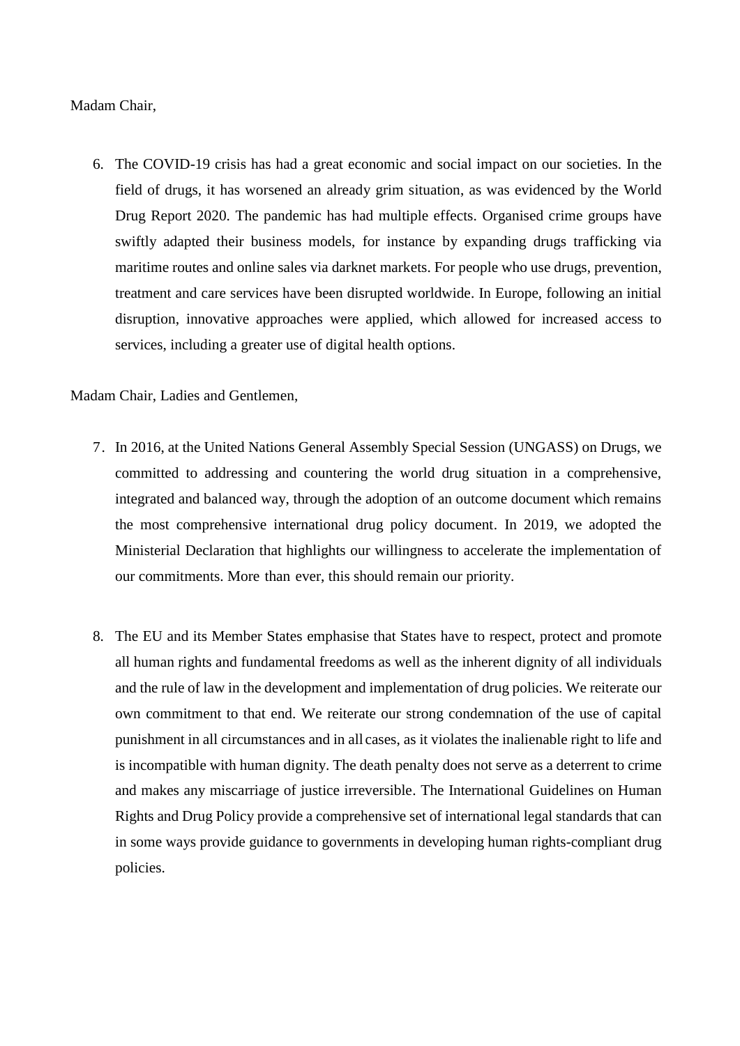Madam Chair,

6. The COVID-19 crisis has had a great economic and social impact on our societies. In the field of drugs, it has worsened an already grim situation, as was evidenced by the World Drug Report 2020. The pandemic has had multiple effects. Organised crime groups have swiftly adapted their business models, for instance by expanding drugs trafficking via maritime routes and online sales via darknet markets. For people who use drugs, prevention, treatment and care services have been disrupted worldwide. In Europe, following an initial disruption, innovative approaches were applied, which allowed for increased access to services, including a greater use of digital health options.

Madam Chair, Ladies and Gentlemen,

7. In 2016, at the United Nations General Assembly Special Session (UNGASS) on Drugs, we committed to addressing and countering the world drug situation in a comprehensive, integrated and balanced way, through the adoption of an outcome document which remains the most comprehensive international drug policy document. In 2019, we adopted the Ministerial Declaration that highlights our willingness to accelerate the implementation of our commitments. More than ever, this should remain our priority.

8. The EU and its Member States emphasise that States have to respect, protect and promote all human rights and fundamental freedoms as well as the inherent dignity of all individuals and the rule of law in the development and implementation of drug policies. We reiterate our own commitment to that end. We reiterate our strong condemnation of the use of capital punishment in all circumstances and in all cases, as it violates the inalienable right to life and is incompatible with human dignity. The death penalty does not serve as a deterrent to crime and makes any miscarriage of justice irreversible. The International Guidelines on Human Rights and Drug Policy provide a comprehensive set of international legal standards that can in some ways provide guidance to governments in developing human rights-compliant drug policies.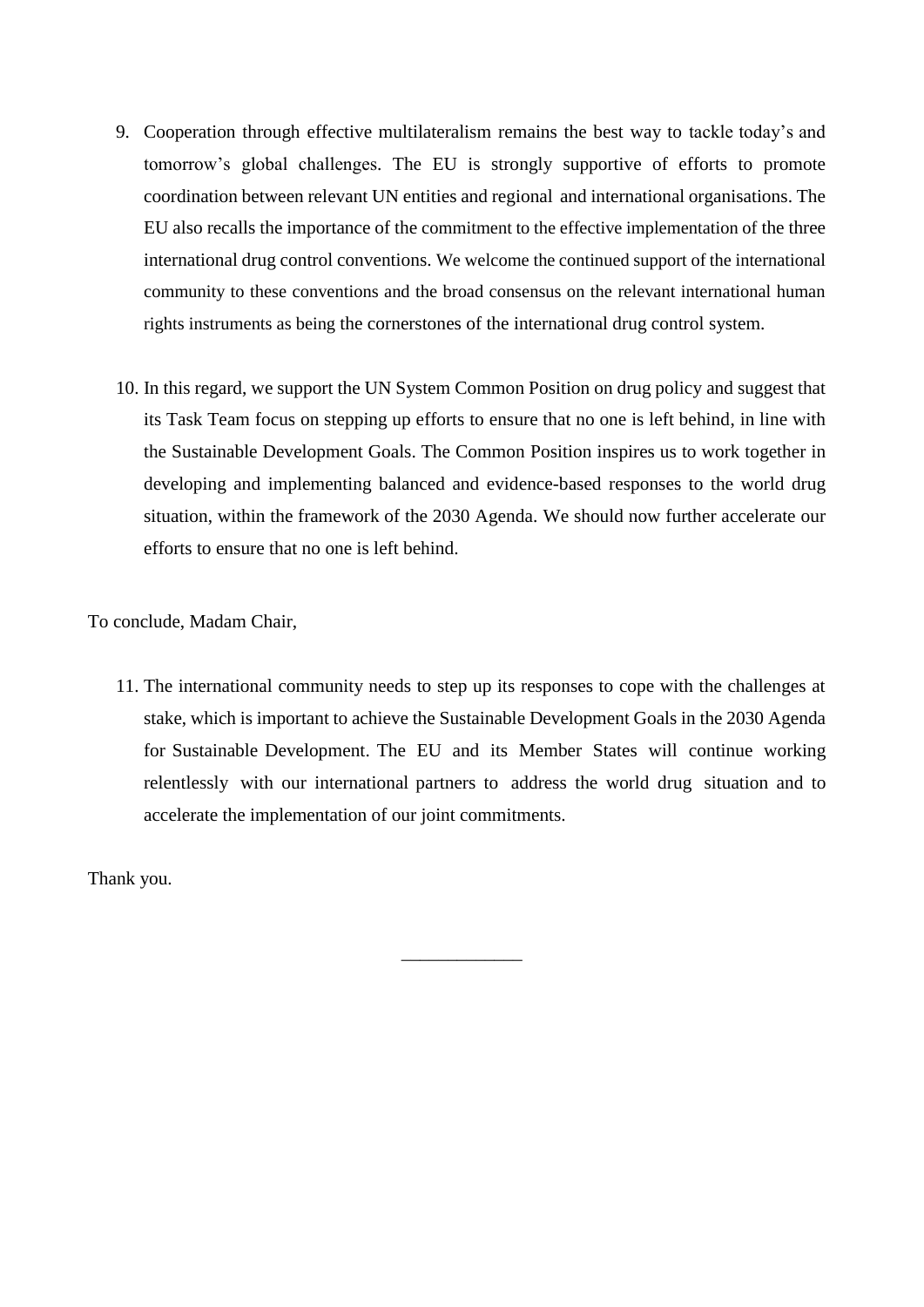9. Cooperation through effective multilateralism remains the best way to tackle today's and tomorrow's global challenges. The EU is strongly supportive of efforts to promote coordination between relevant UN entities and regional and international organisations. The EU also recalls the importance of the commitment to the effective implementation of the three international drug control conventions. We welcome the continued support of the international community to these conventions and the broad consensus on the relevant international human rights instruments as being the cornerstones of the international drug control system.

10. In this regard, we support the UN System Common Position on drug policy and suggest that its Task Team focus on stepping up efforts to ensure that no one is left behind, in line with the Sustainable Development Goals. The Common Position inspires us to work together in developing and implementing balanced and evidence-based responses to the world drug situation, within the framework of the 2030 Agenda. We should now further accelerate our efforts to ensure that no one is left behind.

To conclude, Madam Chair,

11. The international community needs to step up its responses to cope with the challenges at stake, which is important to achieve the Sustainable Development Goals in the 2030 Agenda for Sustainable Development. The EU and its Member States will continue working relentlessly with our international partners to address the world drug situation and to accelerate the implementation of our joint commitments.

Thank you.

_____________